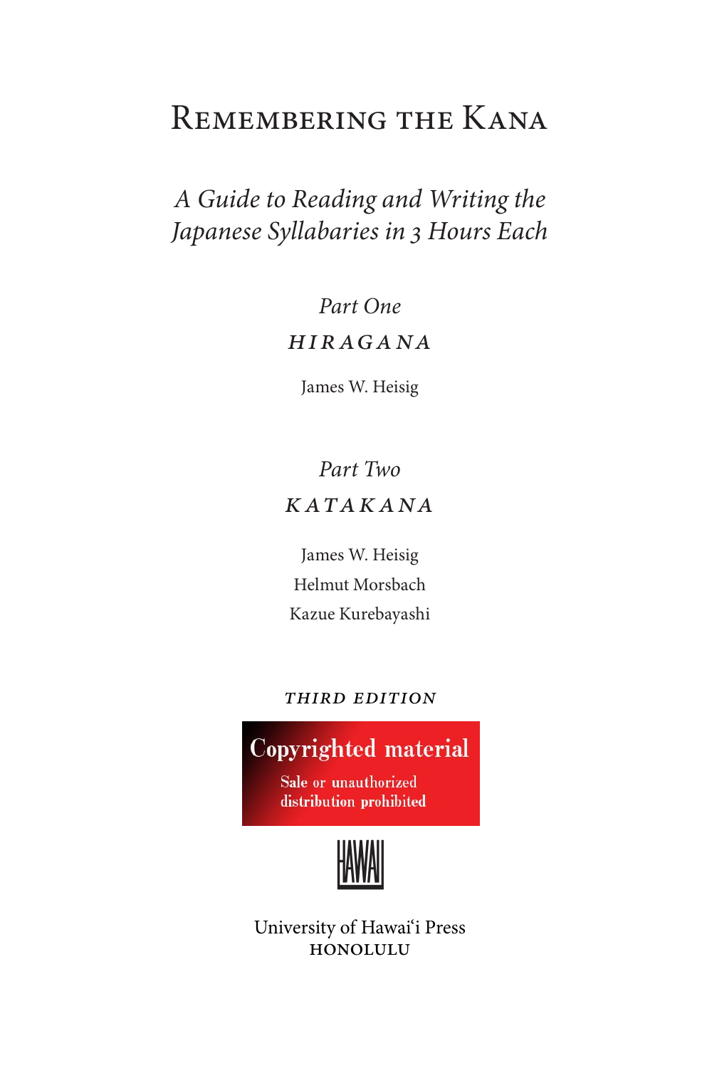# Remembering the Kana

*A Guide to Reading and Writing the Japanese Syllabaries in 3 Hours Each*

*Part One*

*HIRAGANA*

James W. Heisig

*Part Two*

*KATAKANA*

James W. Heisig

Helmut Morsbach

Kazue Kurebayashi

*THIRD EDITION*

Copyrighted material

Sale or unauthorized distribution prohibited

HAWAI

University of Hawai'i Press

HONOLULU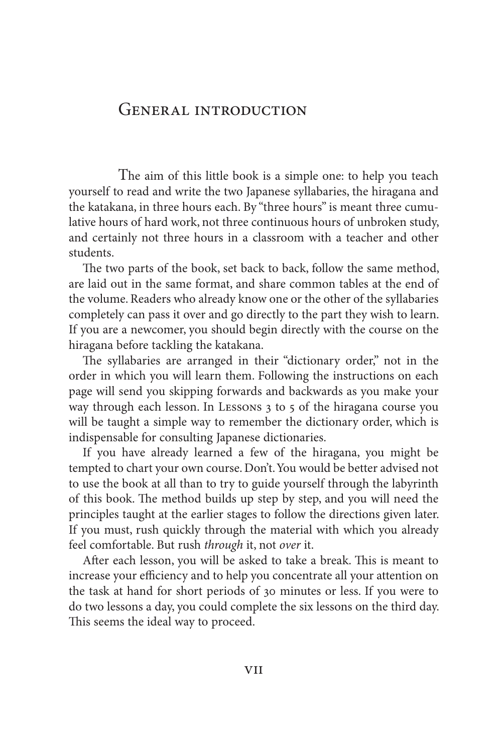# General introduction

The aim of this little book is a simple one: to help you teach yourself to read and write the two Japanese syllabaries, the hiragana and the katakana, in three hours each. By "three hours" is meant three cumulative hours of hard work, not three continuous hours of unbroken study, and certainly not three hours in a classroom with a teacher and other students.

The two parts of the book, set back to back, follow the same method, are laid out in the same format, and share common tables at the end of the volume. Readers who already know one or the other of the syllabaries completely can pass it over and go directly to the part they wish to learn. If you are a newcomer, you should begin directly with the course on the hiragana before tackling the katakana.

The syllabaries are arranged in their "dictionary order," not in the order in which you will learn them. Following the instructions on each page will send you skipping forwards and backwards as you make your way through each lesson. In Lessons 3 to 5 of the hiragana course you will be taught a simple way to remember the dictionary order, which is indispensable for consulting Japanese dictionaries.

If you have already learned a few of the hiragana, you might be tempted to chart your own course. Don't. You would be better advised not to use the book at all than to try to guide yourself through the labyrinth of this book. The method builds up step by step, and you will need the principles taught at the earlier stages to follow the directions given later. If you must, rush quickly through the material with which you already feel comfortable. But rush *through* it, not *over* it.

After each lesson, you will be asked to take a break. This is meant to increase your efficiency and to help you concentrate all your attention on the task at hand for short periods of 30 minutes or less. If you were to do two lessons a day, you could complete the six lessons on the third day. This seems the ideal way to proceed.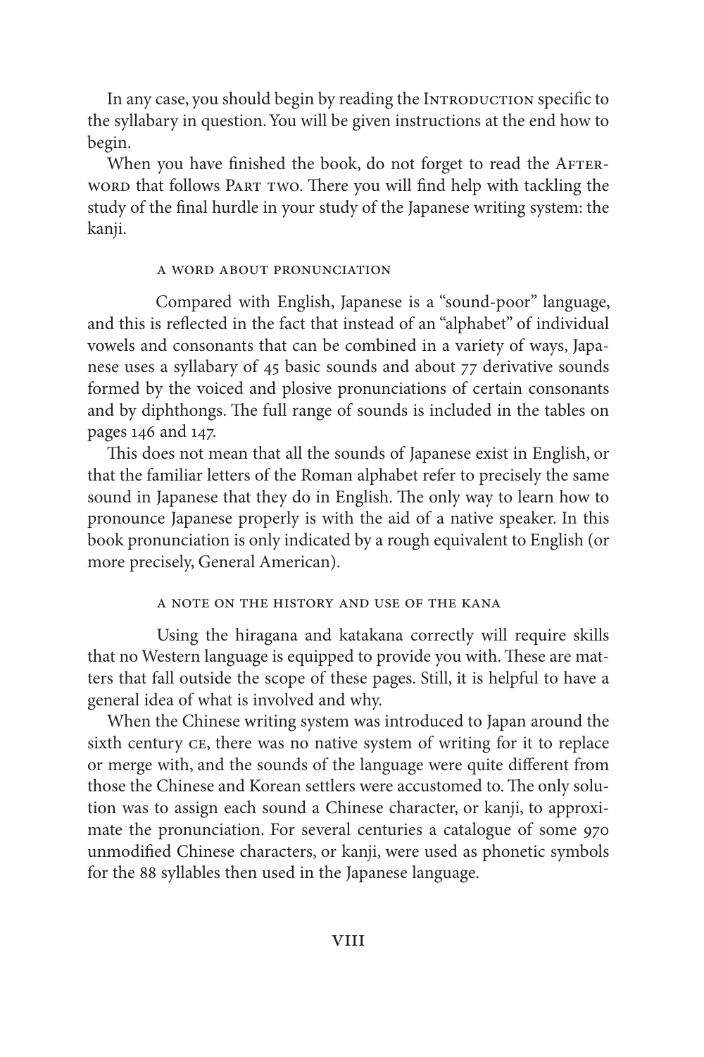In any case, you should begin by reading the Introduction specific to the syllabary in question. You will be given instructions at the end how to begin.

When you have finished the book, do not forget to read the Afterword that follows Part two. There you will find help with tackling the study of the final hurdle in your study of the Japanese writing system: the kanji.

### a word about pronunciation

Compared with English, Japanese is a "sound-poor" language, and this is reflected in the fact that instead of an "alphabet" of individual vowels and consonants that can be combined in a variety of ways, Japanese uses a syllabary of 45 basic sounds and about 77 derivative sounds formed by the voiced and plosive pronunciations of certain consonants and by diphthongs. The full range of sounds is included in the tables on pages 146 and 147.

This does not mean that all the sounds of Japanese exist in English, or that the familiar letters of the Roman alphabet refer to precisely the same sound in Japanese that they do in English. The only way to learn how to pronounce Japanese properly is with the aid of a native speaker. In this book pronunciation is only indicated by a rough equivalent to English (or more precisely, General American).

### a note on the history and use of the kana

Using the hiragana and katakana correctly will require skills that no Western language is equipped to provide you with. These are matters that fall outside the scope of these pages. Still, it is helpful to have a general idea of what is involved and why.

When the Chinese writing system was introduced to Japan around the sixth century ce, there was no native system of writing for it to replace or merge with, and the sounds of the language were quite different from those the Chinese and Korean settlers were accustomed to. The only solution was to assign each sound a Chinese character, or kanji, to approximate the pronunciation. For several centuries a catalogue of some 970 unmodified Chinese characters, or kanji, were used as phonetic symbols for the 88 syllables then used in the Japanese language.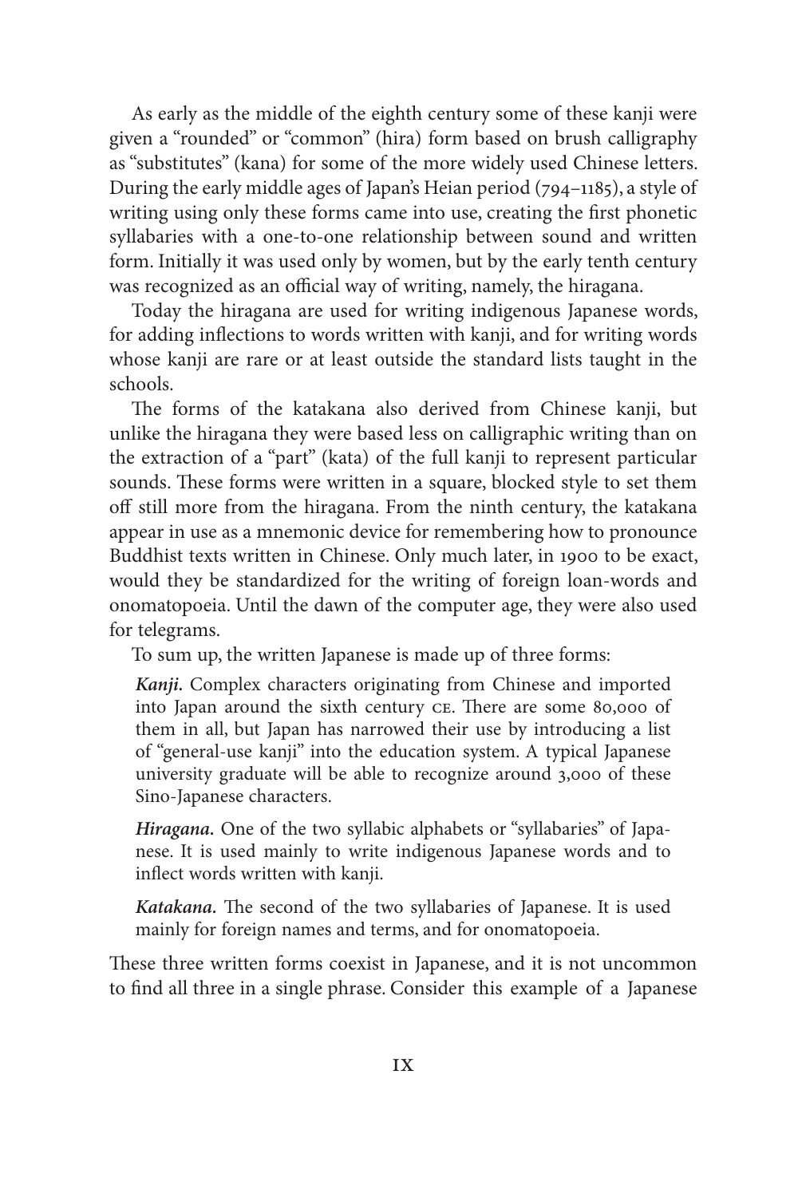As early as the middle of the eighth century some of these kanji were given a "rounded" or "common" (hira) form based on brush calligraphy as "substitutes" (kana) for some of the more widely used Chinese letters. During the early middle ages of Japan's Heian period (794–1185), a style of writing using only these forms came into use, creating the first phonetic syllabaries with a one-to-one relationship between sound and written form. Initially it was used only by women, but by the early tenth century was recognized as an official way of writing, namely, the hiragana.

Today the hiragana are used for writing indigenous Japanese words, for adding inflections to words written with kanji, and for writing words whose kanji are rare or at least outside the standard lists taught in the schools.

The forms of the katakana also derived from Chinese kanji, but unlike the hiragana they were based less on calligraphic writing than on the extraction of a "part" (kata) of the full kanji to represent particular sounds. These forms were written in a square, blocked style to set them off still more from the hiragana. From the ninth century, the katakana appear in use as a mnemonic device for remembering how to pronounce Buddhist texts written in Chinese. Only much later, in 1900 to be exact, would they be standardized for the writing of foreign loan-words and onomatopoeia. Until the dawn of the computer age, they were also used for telegrams.

To sum up, the written Japanese is made up of three forms:

***Kanji.*** Complex characters originating from Chinese and imported into Japan around the sixth century CE. There are some 80,000 of them in all, but Japan has narrowed their use by introducing a list of "general-use kanji" into the education system. A typical Japanese university graduate will be able to recognize around 3,000 of these Sino-Japanese characters.

***Hiragana.*** One of the two syllabic alphabets or "syllabaries" of Japanese. It is used mainly to write indigenous Japanese words and to inflect words written with kanji.

***Katakana.*** The second of the two syllabaries of Japanese. It is used mainly for foreign names and terms, and for onomatopoeia.

These three written forms coexist in Japanese, and it is not uncommon to find all three in a single phrase. Consider this example of a Japanese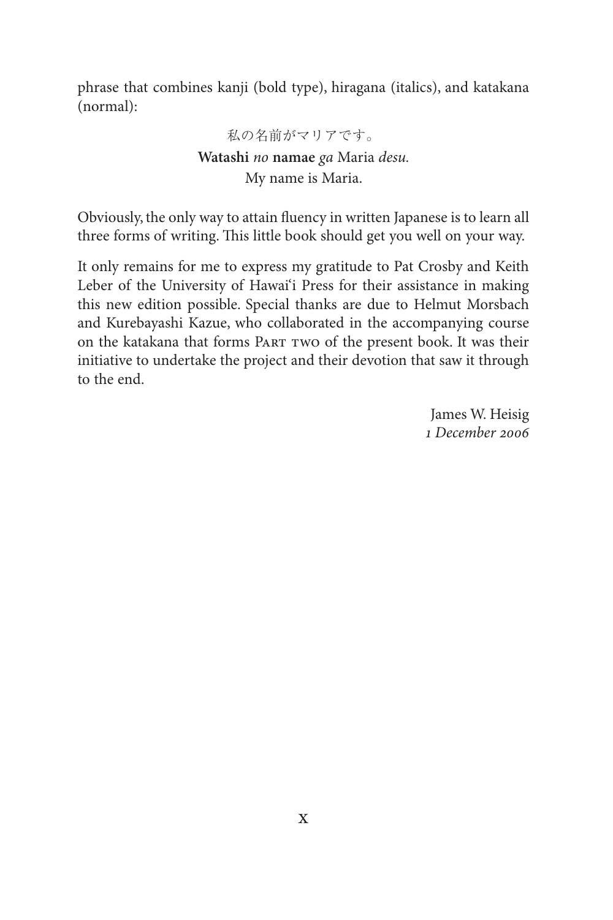phrase that combines kanji (bold type), hiragana (italics), and katakana (normal):

私の名前がマリアです。
**Watashi** *no* **namae** *ga* Maria *desu.*
My name is Maria.

Obviously, the only way to attain fluency in written Japanese is to learn all three forms of writing. This little book should get you well on your way.

It only remains for me to express my gratitude to Pat Crosby and Keith Leber of the University of Hawai'i Press for their assistance in making this new edition possible. Special thanks are due to Helmut Morsbach and Kurebayashi Kazue, who collaborated in the accompanying course on the katakana that forms Part two of the present book. It was their initiative to undertake the project and their devotion that saw it through to the end.

James W. Heisig
*1 December 2006*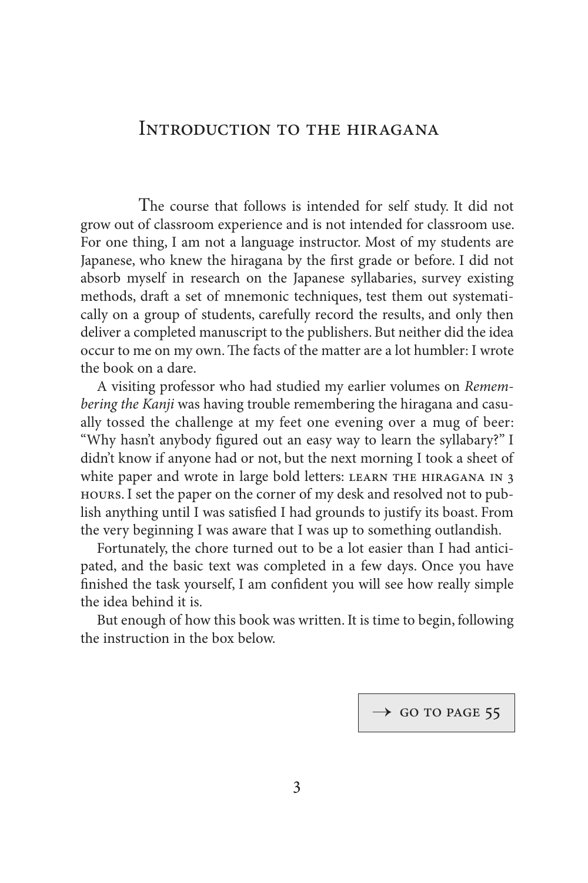# Introduction to the hiragana

The course that follows is intended for self study. It did not grow out of classroom experience and is not intended for classroom use. For one thing, I am not a language instructor. Most of my students are Japanese, who knew the hiragana by the first grade or before. I did not absorb myself in research on the Japanese syllabaries, survey existing methods, draft a set of mnemonic techniques, test them out systematically on a group of students, carefully record the results, and only then deliver a completed manuscript to the publishers. But neither did the idea occur to me on my own. The facts of the matter are a lot humbler: I wrote the book on a dare.

A visiting professor who had studied my earlier volumes on *Remembering the Kanji* was having trouble remembering the hiragana and casually tossed the challenge at my feet one evening over a mug of beer: "Why hasn't anybody figured out an easy way to learn the syllabary?" I didn't know if anyone had or not, but the next morning I took a sheet of white paper and wrote in large bold letters: LEARN THE HIRAGANA IN 3 HOURS. I set the paper on the corner of my desk and resolved not to publish anything until I was satisfied I had grounds to justify its boast. From the very beginning I was aware that I was up to something outlandish.

Fortunately, the chore turned out to be a lot easier than I had anticipated, and the basic text was completed in a few days. Once you have finished the task yourself, I am confident you will see how really simple the idea behind it is.

But enough of how this book was written. It is time to begin, following the instruction in the box below.

| → GO TO PAGE 55 |
|---|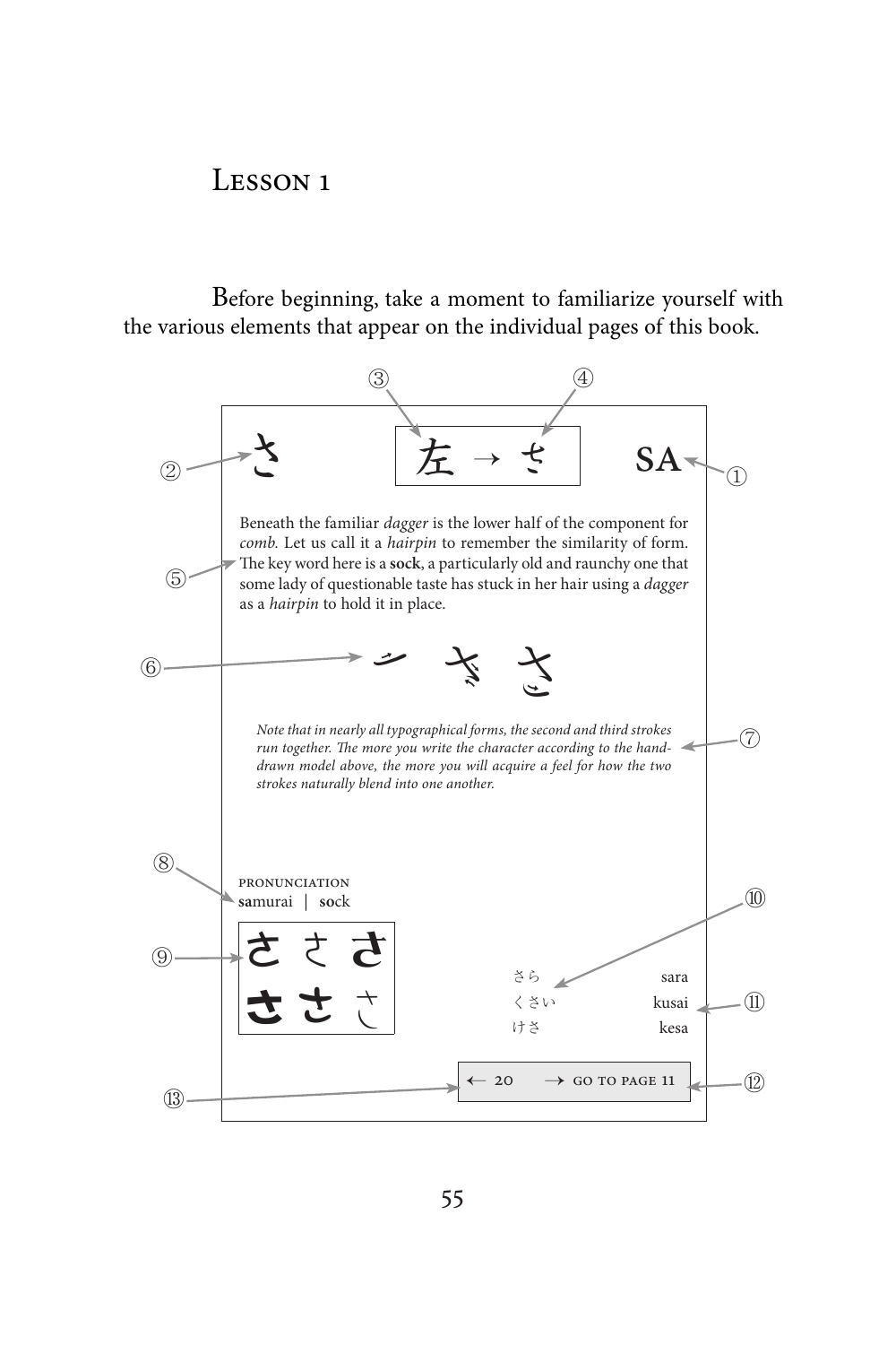## Lesson 1

Before beginning, take a moment to familiarize yourself with the various elements that appear on the individual pages of this book.

③ ④

さ　左 → さ　SA

② ①

Beneath the familiar *dagger* is the lower half of the component for *comb.* Let us call it a *hairpin* to remember the similarity of form. The key word here is a **sock**, a particularly old and raunchy one that some lady of questionable taste has stuck in her hair using a *dagger* as a *hairpin* to hold it in place.

⑤

⑥

*Note that in nearly all typographical forms, the second and third strokes run together. The more you write the character according to the hand-drawn model above, the more you will acquire a feel for how the two strokes naturally blend into one another.*

⑦

⑧

PRONUNCIATION
**sa**murai | **so**ck

⑩

⑨

さ さ さ
さ さ さ

| | |
|---|---|
| さら | sara |
| くさい | kusai |
| けさ | kesa |

⑪

← 20　→ GO TO PAGE 11

⑬ ⑫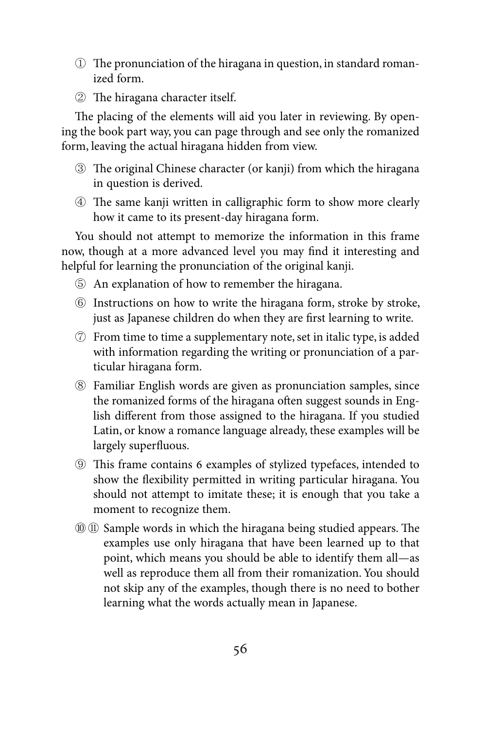① The pronunciation of the hiragana in question, in standard romanized form.

② The hiragana character itself.

The placing of the elements will aid you later in reviewing. By opening the book part way, you can page through and see only the romanized form, leaving the actual hiragana hidden from view.

③ The original Chinese character (or kanji) from which the hiragana in question is derived.

④ The same kanji written in calligraphic form to show more clearly how it came to its present-day hiragana form.

You should not attempt to memorize the information in this frame now, though at a more advanced level you may find it interesting and helpful for learning the pronunciation of the original kanji.

⑤ An explanation of how to remember the hiragana.

⑥ Instructions on how to write the hiragana form, stroke by stroke, just as Japanese children do when they are first learning to write.

⑦ From time to time a supplementary note, set in italic type, is added with information regarding the writing or pronunciation of a particular hiragana form.

⑧ Familiar English words are given as pronunciation samples, since the romanized forms of the hiragana often suggest sounds in English different from those assigned to the hiragana. If you studied Latin, or know a romance language already, these examples will be largely superfluous.

⑨ This frame contains 6 examples of stylized typefaces, intended to show the flexibility permitted in writing particular hiragana. You should not attempt to imitate these; it is enough that you take a moment to recognize them.

⑩ ⑪ Sample words in which the hiragana being studied appears. The examples use only hiragana that have been learned up to that point, which means you should be able to identify them all—as well as reproduce them all from their romanization. You should not skip any of the examples, though there is no need to bother learning what the words actually mean in Japanese.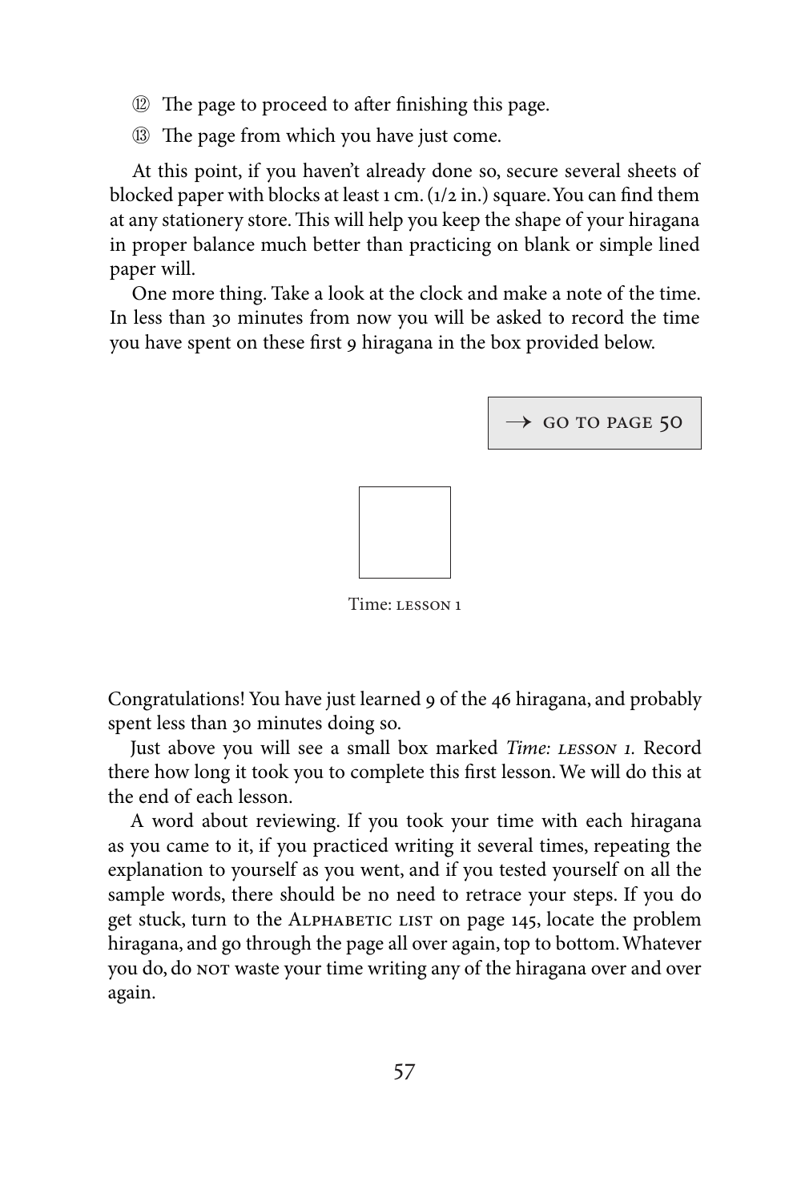⑫ The page to proceed to after finishing this page.

⑬ The page from which you have just come.

At this point, if you haven't already done so, secure several sheets of blocked paper with blocks at least 1 cm. (1/2 in.) square. You can find them at any stationery store. This will help you keep the shape of your hiragana in proper balance much better than practicing on blank or simple lined paper will.

One more thing. Take a look at the clock and make a note of the time. In less than 30 minutes from now you will be asked to record the time you have spent on these first 9 hiragana in the box provided below.

→ GO TO PAGE 50

Time: LESSON 1

Congratulations! You have just learned 9 of the 46 hiragana, and probably spent less than 30 minutes doing so.

Just above you will see a small box marked *Time: LESSON 1.* Record there how long it took you to complete this first lesson. We will do this at the end of each lesson.

A word about reviewing. If you took your time with each hiragana as you came to it, if you practiced writing it several times, repeating the explanation to yourself as you went, and if you tested yourself on all the sample words, there should be no need to retrace your steps. If you do get stuck, turn to the ALPHABETIC LIST on page 145, locate the problem hiragana, and go through the page all over again, top to bottom. Whatever you do, do NOT waste your time writing any of the hiragana over and over again.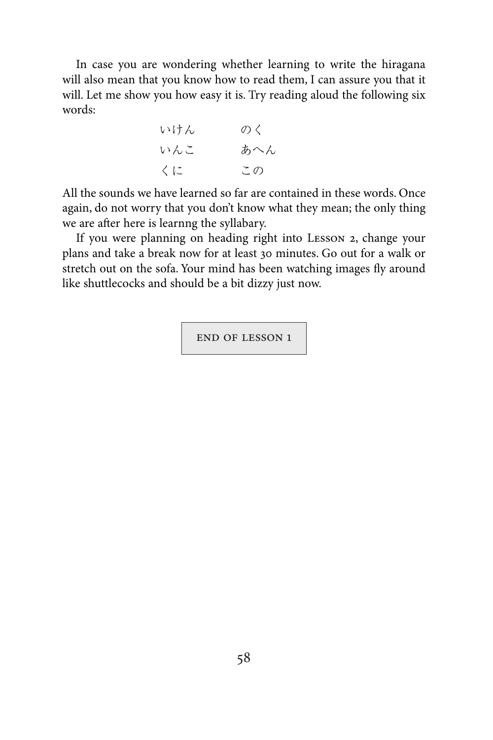In case you are wondering whether learning to write the hiragana will also mean that you know how to read them, I can assure you that it will. Let me show you how easy it is. Try reading aloud the following six words:

| | |
|---|---|
| いけん | のく |
| いんこ | あへん |
| くに | この |

All the sounds we have learned so far are contained in these words. Once again, do not worry that you don't know what they mean; the only thing we are after here is learnng the syllabary.

If you were planning on heading right into Lesson 2, change your plans and take a break now for at least 30 minutes. Go out for a walk or stretch out on the sofa. Your mind has been watching images fly around like shuttlecocks and should be a bit dizzy just now.

END OF LESSON 1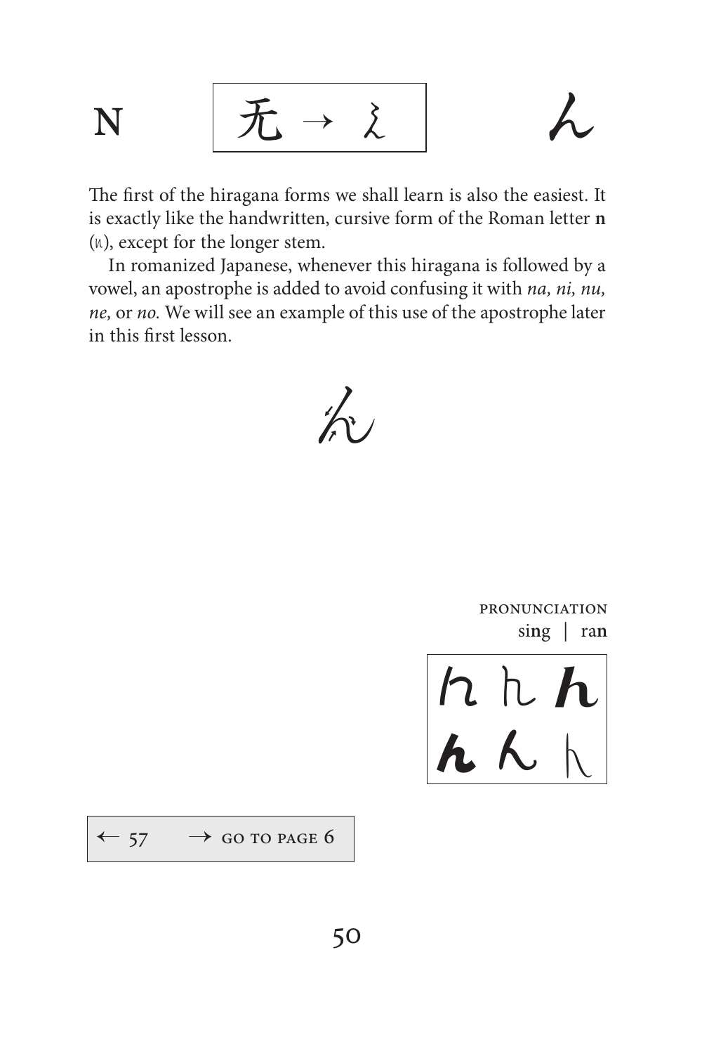# N　　无 → ん　　ん

The first of the hiragana forms we shall learn is also the easiest. It is exactly like the handwritten, cursive form of the Roman letter **n** (*n*), except for the longer stem.

In romanized Japanese, whenever this hiragana is followed by a vowel, an apostrophe is added to avoid confusing it with *na, ni, nu, ne,* or *no.* We will see an example of this use of the apostrophe later in this first lesson.

PRONUNCIATION
si**ng** | ra**n**

| ん | ん | ん |
|---|---|---|
| ん | ん | ん |

← 57　　→ GO TO PAGE 6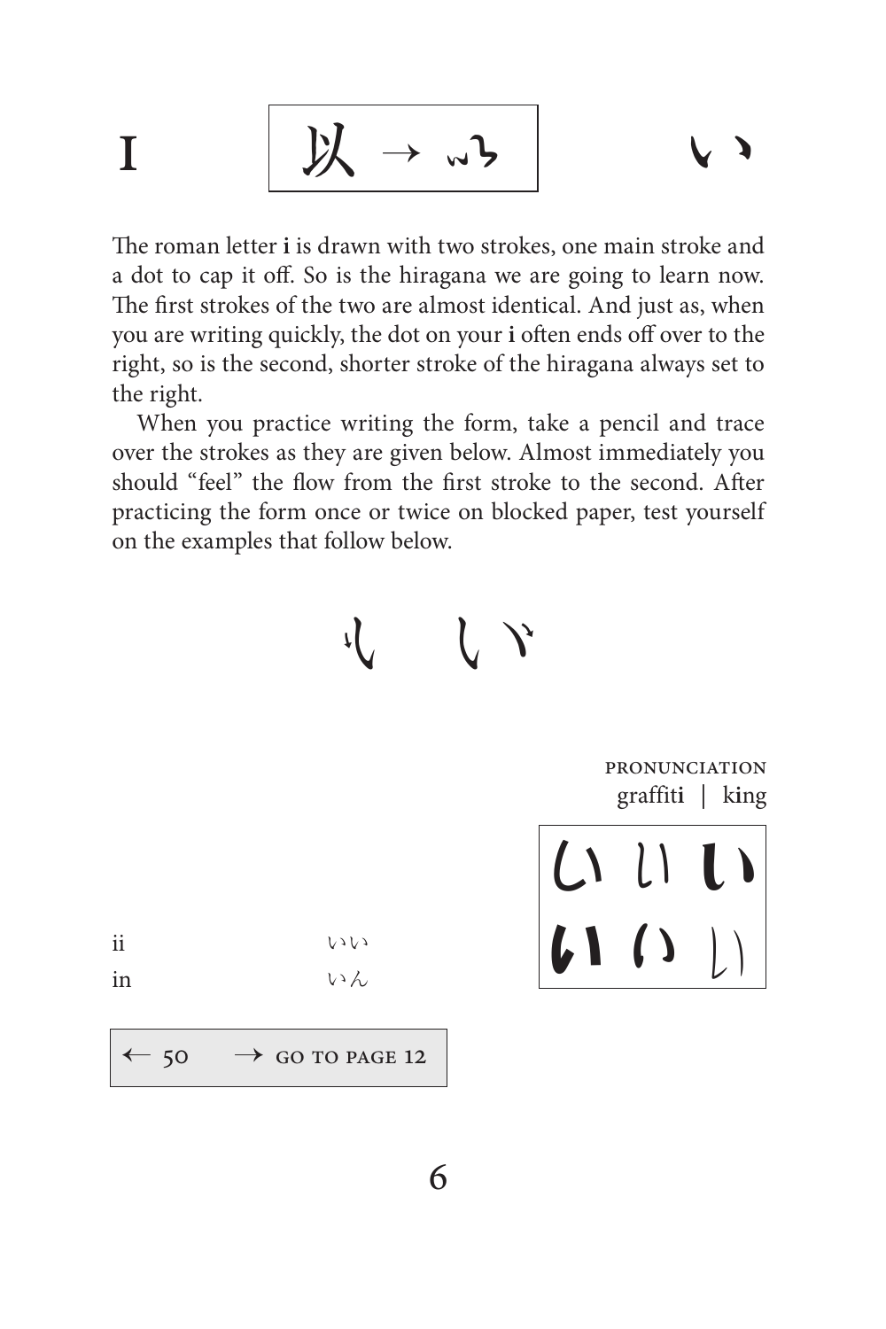# I

以 → い　　い

The roman letter **i** is drawn with two strokes, one main stroke and a dot to cap it off. So is the hiragana we are going to learn now. The first strokes of the two are almost identical. And just as, when you are writing quickly, the dot on your **i** often ends off over to the right, so is the second, shorter stroke of the hiragana always set to the right.

When you practice writing the form, take a pencil and trace over the strokes as they are given below. Almost immediately you should "feel" the flow from the first stroke to the second. After practicing the form once or twice on blocked paper, test yourself on the examples that follow below.

PRONUNCIATION
graffit**i** | k**i**ng

| | |
|---|---|
| ii | いい |
| in | いん |

← 50　→ GO TO PAGE 12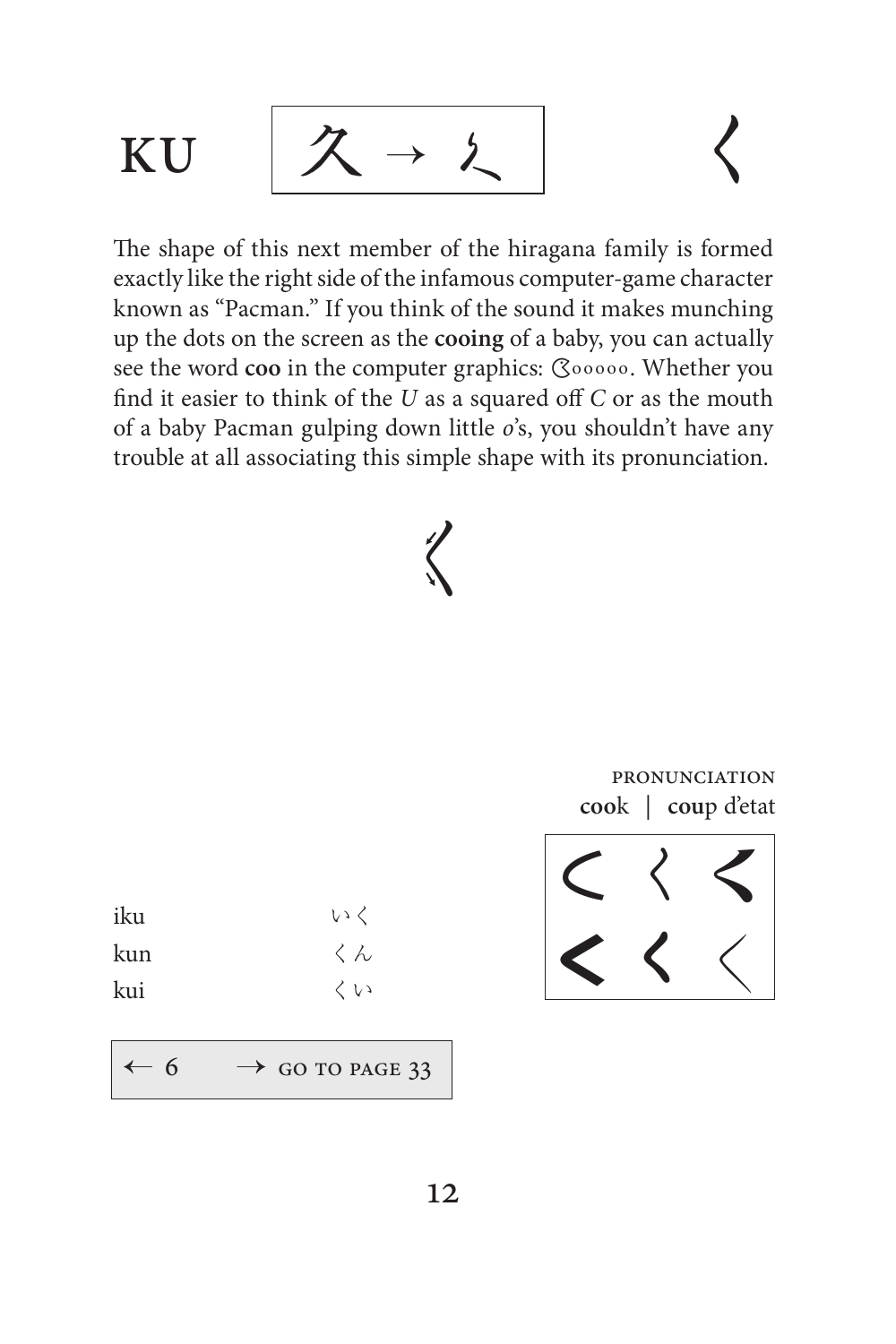# KU

久 → ㇰ

く

The shape of this next member of the hiragana family is formed exactly like the right side of the infamous computer-game character known as "Pacman." If you think of the sound it makes munching up the dots on the screen as the **cooing** of a baby, you can actually see the word **coo** in the computer graphics: ᗧoooooo. Whether you find it easier to think of the *U* as a squared off *C* or as the mouth of a baby Pacman gulping down little *o*'s, you shouldn't have any trouble at all associating this simple shape with its pronunciation.

PRONUNCIATION
**coo**k | **cou**p d'etat

く く く
く く く

| | |
|---|---|
| iku | いく |
| kun | くん |
| kui | くい |

← 6 → GO TO PAGE 33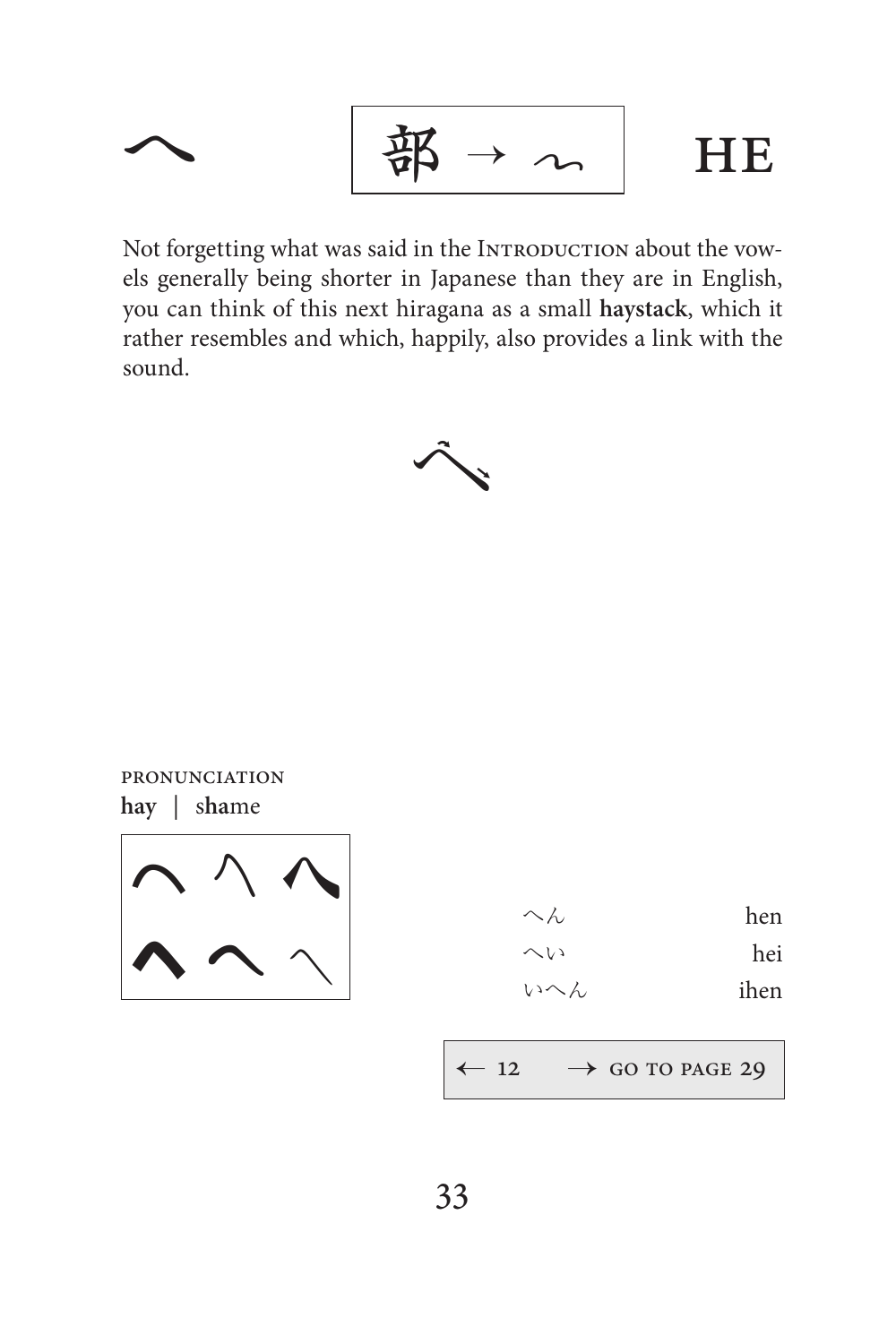# へ 部 → 〜 HE

Not forgetting what was said in the Introduction about the vowels generally being shorter in Japanese than they are in English, you can think of this next hiragana as a small **haystack**, which it rather resembles and which, happily, also provides a link with the sound.

へ

PRONUNCIATION

**hay** | s**ha**me

| | |
|---|---|
| へん | hen |
| へい | hei |
| いへん | ihen |

← 12 → GO TO PAGE 29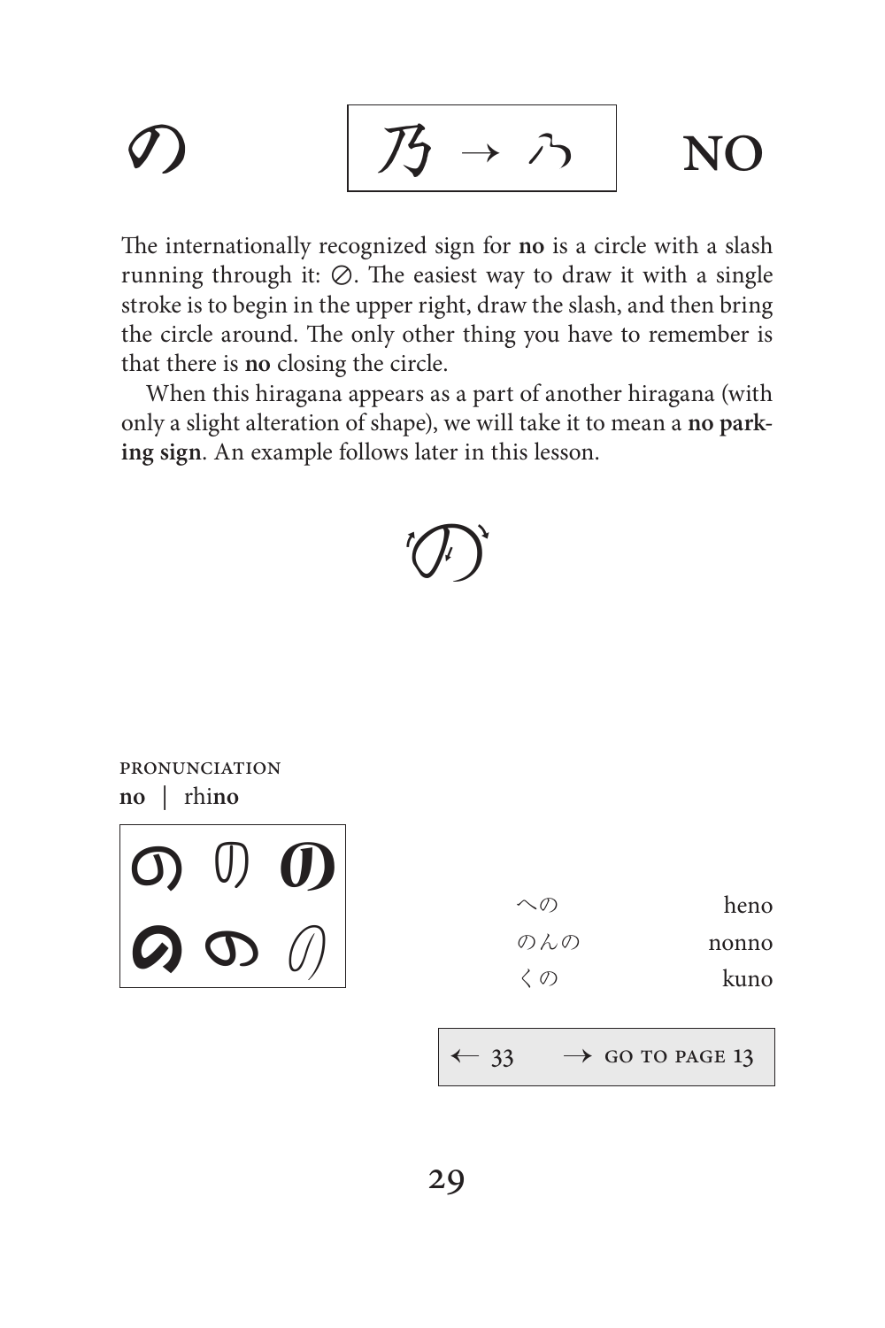の　　乃 → の　　**NO**

The internationally recognized sign for **no** is a circle with a slash running through it: ⊘. The easiest way to draw it with a single stroke is to begin in the upper right, draw the slash, and then bring the circle around. The only other thing you have to remember is that there is **no** closing the circle.

When this hiragana appears as a part of another hiragana (with only a slight alteration of shape), we will take it to mean a **no parking sign**. An example follows later in this lesson.

PRONUNCIATION
**no** | rhi**no**

| | |
|---|---|
| への | heno |
| のんの | nonno |
| くの | kuno |

← 33　　→ GO TO PAGE 13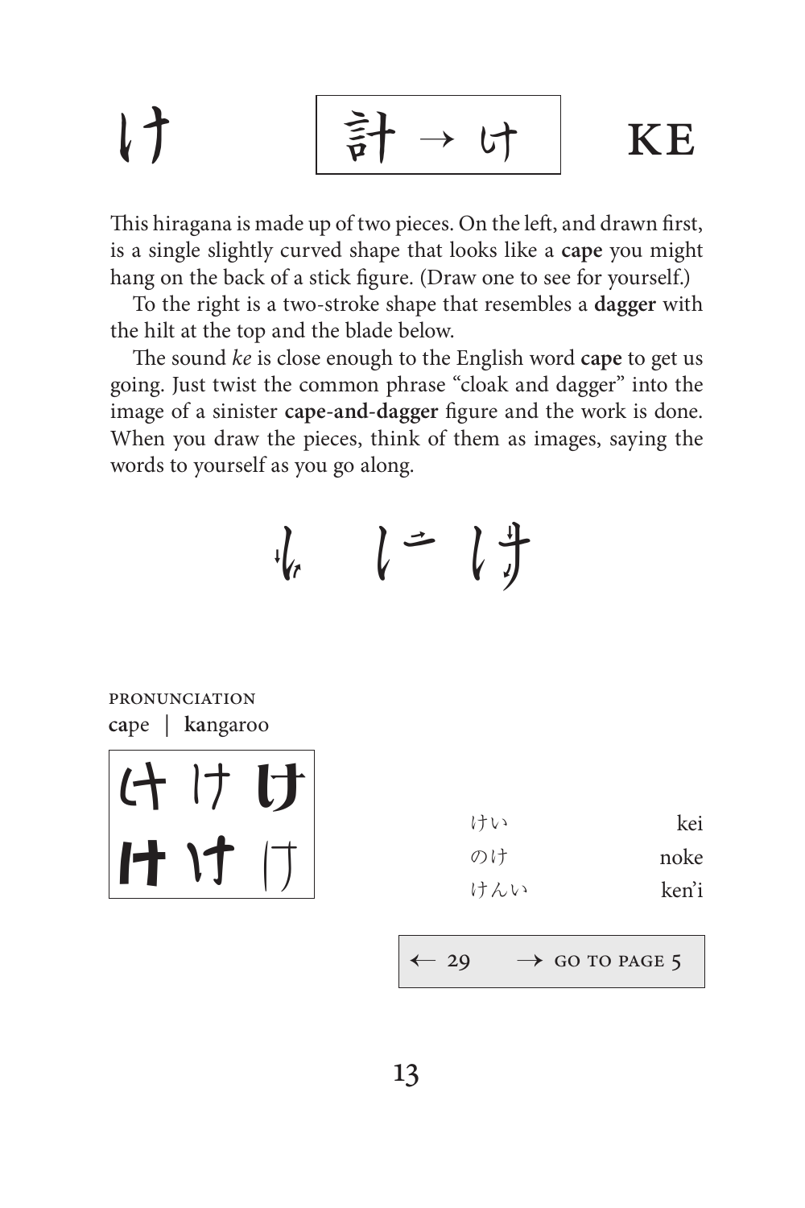# け　　計 → け　　KE

This hiragana is made up of two pieces. On the left, and drawn first, is a single slightly curved shape that looks like a **cape** you might hang on the back of a stick figure. (Draw one to see for yourself.)

To the right is a two-stroke shape that resembles a **dagger** with the hilt at the top and the blade below.

The sound *ke* is close enough to the English word **cape** to get us going. Just twist the common phrase "cloak and dagger" into the image of a sinister **cape-and-dagger** figure and the work is done. When you draw the pieces, think of them as images, saying the words to yourself as you go along.

PRONUNCIATION

**ca**pe | **ka**ngaroo

け け け
け け け

| | |
|---|---|
| けい | kei |
| のけ | noke |
| けんい | ken'i |

← 29　　→ GO TO PAGE 5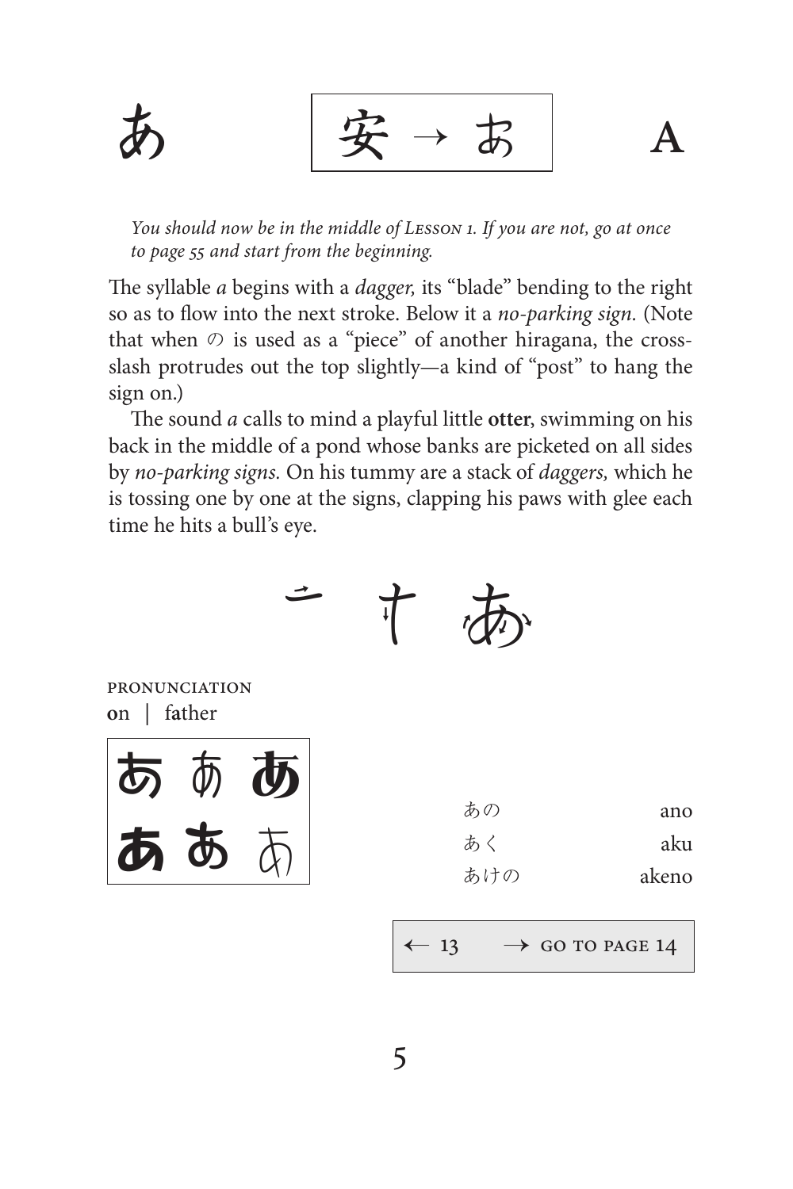あ　　安 → あ　　**A**

*You should now be in the middle of* Lesson 1. *If you are not, go at once to page 55 and start from the beginning.*

The syllable *a* begins with a *dagger,* its “blade” bending to the right so as to flow into the next stroke. Below it a *no-parking sign.* (Note that when の is used as a “piece” of another hiragana, the cross-slash protrudes out the top slightly—a kind of “post” to hang the sign on.)

The sound *a* calls to mind a playful little **otter**, swimming on his back in the middle of a pond whose banks are picketed on all sides by *no-parking signs.* On his tummy are a stack of *daggers,* which he is tossing one by one at the signs, clapping his paws with glee each time he hits a bull’s eye.

PRONUNCIATION

**o**n | f**a**ther

あ あ あ
あ あ あ

| | |
|---|---|
| あの | ano |
| あく | aku |
| あけの | akeno |

← 13　→ GO TO PAGE 14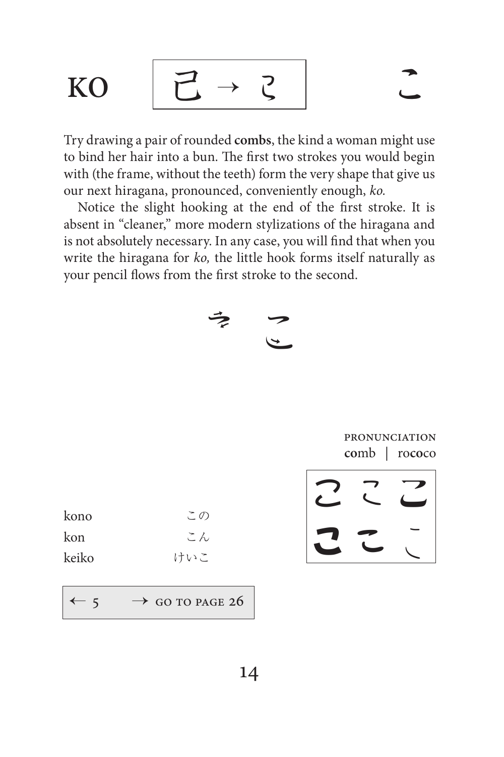# KO

| 己 → こ |
|---|

こ

Try drawing a pair of rounded **combs**, the kind a woman might use to bind her hair into a bun. The first two strokes you would begin with (the frame, without the teeth) form the very shape that give us our next hiragana, pronounced, conveniently enough, *ko.*

Notice the slight hooking at the end of the first stroke. It is absent in "cleaner," more modern stylizations of the hiragana and is not absolutely necessary. In any case, you will find that when you write the hiragana for *ko,* the little hook forms itself naturally as your pencil flows from the first stroke to the second.

PRONUNCIATION
**co**mb | ro**co**co

こ こ こ
こ こ こ

kono この
kon こん
keiko けいこ

| ← 5 | → GO TO PAGE 26 |
|---|---|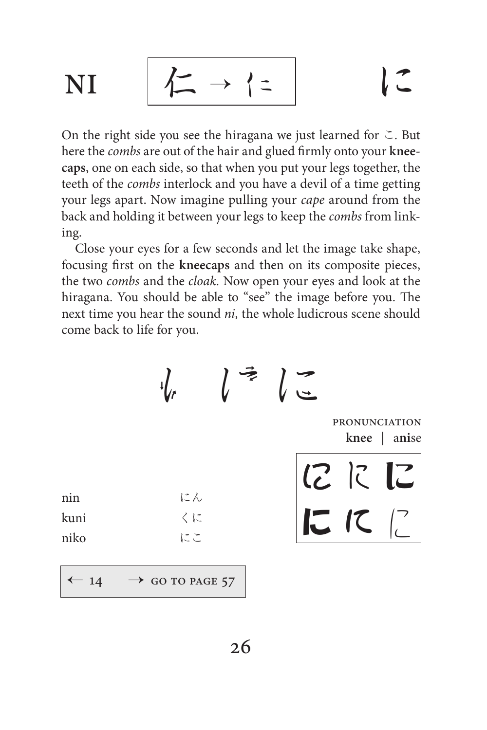# NI

仁 → に　　に

On the right side you see the hiragana we just learned for こ. But here the *combs* are out of the hair and glued firmly onto your **kneecaps**, one on each side, so that when you put your legs together, the teeth of the *combs* interlock and you have a devil of a time getting your legs apart. Now imagine pulling your *cape* around from the back and holding it between your legs to keep the *combs* from linking.

Close your eyes for a few seconds and let the image take shape, focusing first on the **kneecaps** and then on its composite pieces, the two *combs* and the *cloak*. Now open your eyes and look at the hiragana. You should be able to "see" the image before you. The next time you hear the sound *ni,* the whole ludicrous scene should come back to life for you.

PRONUNCIATION
**knee** | a**ni**se

にににに
ににに

| | |
|---|---|
| nin | にん |
| kuni | くに |
| niko | にこ |

← 14　→ GO TO PAGE 57